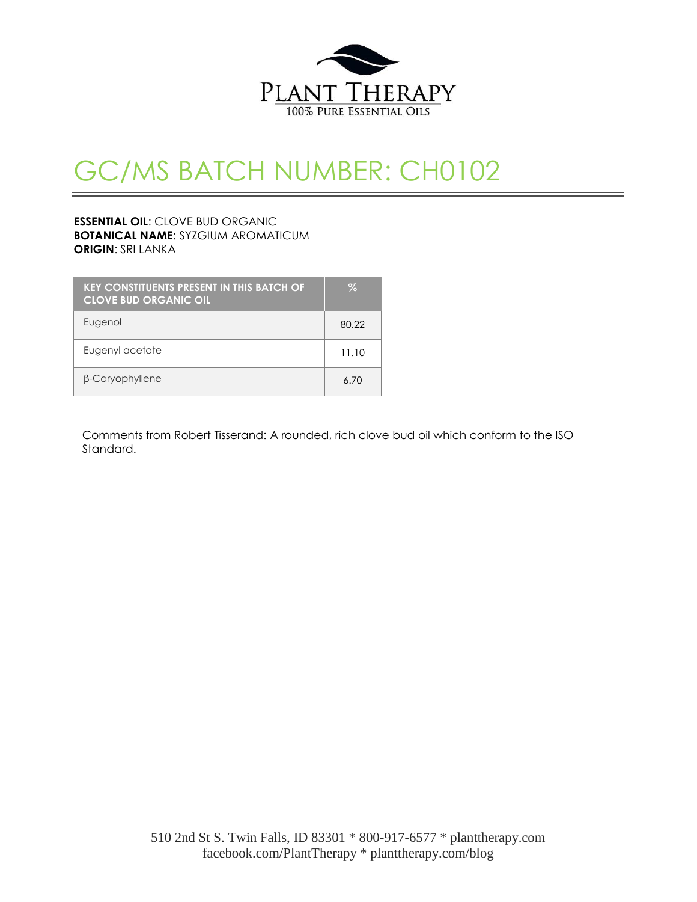PLANT THERAPY

100% PURE ESSENTIAL OILS

# GC/MS BATCH NUMBER: CH0102

**ESSENTIAL OIL**: CLOVE BUD ORGANIC
**BOTANICAL NAME**: SYZGIUM AROMATICUM
**ORIGIN**: SRI LANKA

| KEY CONSTITUENTS PRESENT IN THIS BATCH OF CLOVE BUD ORGANIC OIL | % |
|---|---|
| Eugenol | 80.22 |
| Eugenyl acetate | 11.10 |
| β-Caryophyllene | 6.70 |

Comments from Robert Tisserand: A rounded, rich clove bud oil which conform to the ISO Standard.

510 2nd St S. Twin Falls, ID 83301 * 800-917-6577 * planttherapy.com
facebook.com/PlantTherapy * planttherapy.com/blog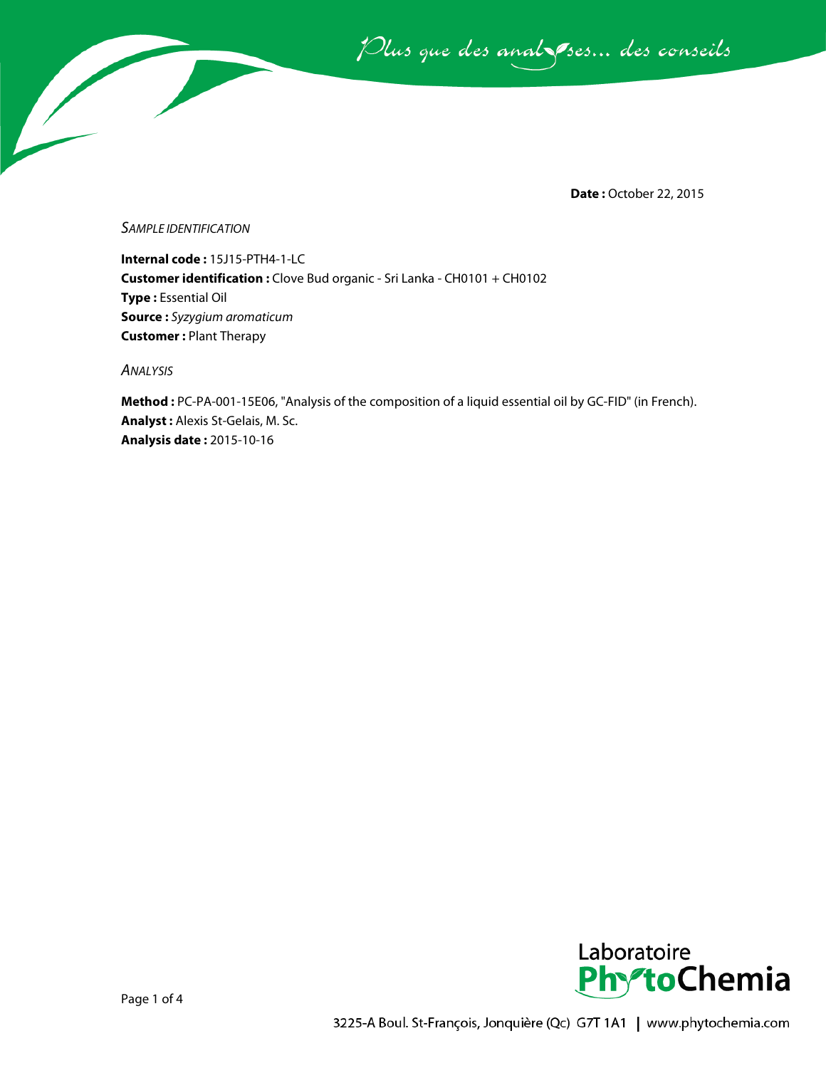**Date :** October 22, 2015

*SAMPLE IDENTIFICATION*

**Internal code :** 15J15-PTH4-1-LC
**Customer identification :** Clove Bud organic - Sri Lanka - CH0101 + CH0102
**Type :** Essential Oil
**Source :** *Syzygium aromaticum*
**Customer :** Plant Therapy

*ANALYSIS*

**Method :** PC-PA-001-15E06, "Analysis of the composition of a liquid essential oil by GC-FID" (in French).
**Analyst :** Alexis St-Gelais, M. Sc.
**Analysis date :** 2015-10-16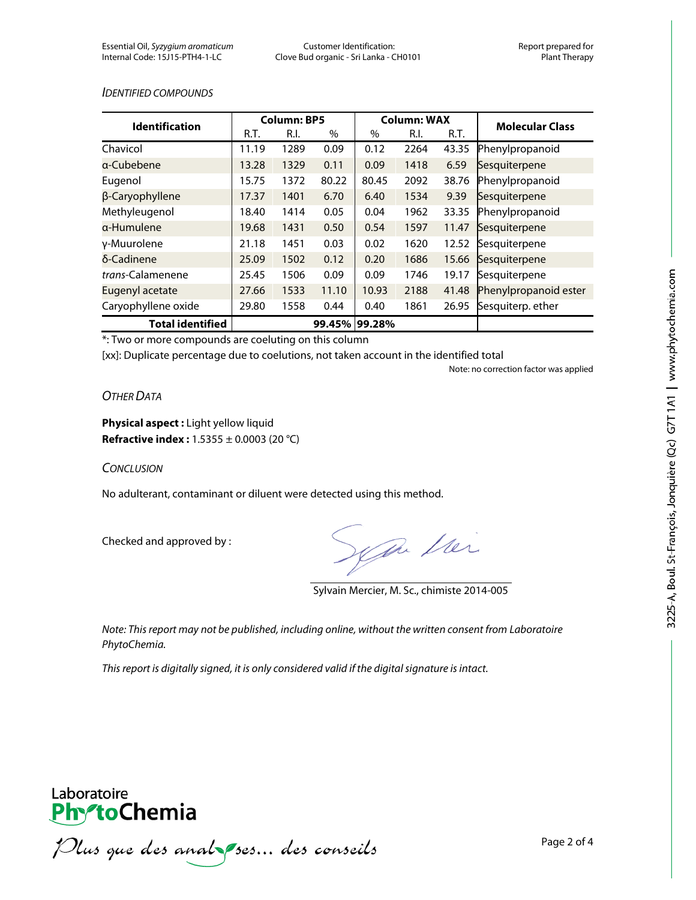*IDENTIFIED COMPOUNDS*

| Identification | Column: BP5 | | | Column: WAX | | | Molecular Class |
|---|---|---|---|---|---|---|---|
| | R.T. | R.I. | % | % | R.I. | R.T. | |
| Chavicol | 11.19 | 1289 | 0.09 | 0.12 | 2264 | 43.35 | Phenylpropanoid |
| α-Cubebene | 13.28 | 1329 | 0.11 | 0.09 | 1418 | 6.59 | Sesquiterpene |
| Eugenol | 15.75 | 1372 | 80.22 | 80.45 | 2092 | 38.76 | Phenylpropanoid |
| β-Caryophyllene | 17.37 | 1401 | 6.70 | 6.40 | 1534 | 9.39 | Sesquiterpene |
| Methyleugenol | 18.40 | 1414 | 0.05 | 0.04 | 1962 | 33.35 | Phenylpropanoid |
| α-Humulene | 19.68 | 1431 | 0.50 | 0.54 | 1597 | 11.47 | Sesquiterpene |
| γ-Muurolene | 21.18 | 1451 | 0.03 | 0.02 | 1620 | 12.52 | Sesquiterpene |
| δ-Cadinene | 25.09 | 1502 | 0.12 | 0.20 | 1686 | 15.66 | Sesquiterpene |
| *trans*-Calamenene | 25.45 | 1506 | 0.09 | 0.09 | 1746 | 19.17 | Sesquiterpene |
| Eugenyl acetate | 27.66 | 1533 | 11.10 | 10.93 | 2188 | 41.48 | Phenylpropanoid ester |
| Caryophyllene oxide | 29.80 | 1558 | 0.44 | 0.40 | 1861 | 26.95 | Sesquiterp. ether |
| **Total identified** | | | **99.45%** | **99.28%** | | | |

*: Two or more compounds are coeluting on this column

[xx]: Duplicate percentage due to coelutions, not taken account in the identified total

Note: no correction factor was applied

*OTHER DATA*

**Physical aspect :** Light yellow liquid
**Refractive index :** 1.5355 ± 0.0003 (20 °C)

*CONCLUSION*

No adulterant, contaminant or diluent were detected using this method.

Checked and approved by :

Sylvain Mercier, M. Sc., chimiste 2014-005

*Note: This report may not be published, including online, without the written consent from Laboratoire PhytoChemia.*

*This report is digitally signed, it is only considered valid if the digital signature is intact.*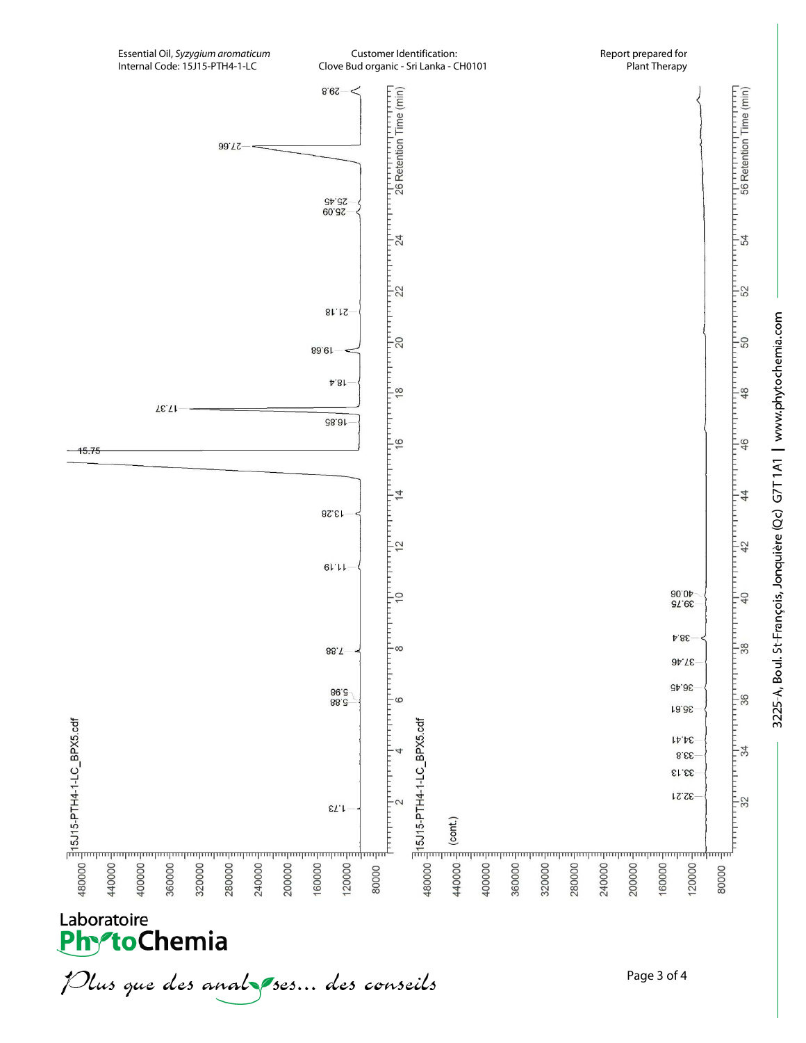Essential Oil, *Syzygium aromaticum*
Internal Code: 15J15-PTH4-1-LC

Customer Identification:
Clove Bud organic - Sri Lanka - CH0101

Report prepared for
Plant Therapy

15J15-PTH4-1-LC_BPX5.cdf

Retention Time (min)

Peaks: 1.73, 5.88, 5.96, 7.88, 11.19, 13.28, 15.75, 16.85, 17.37, 18.4, 19.68, 21.18, 25.09, 25.45, 27.66, 29.8

15J15-PTH4-1-LC_BPX5.cdf (cont.)

Retention Time (min)

Peaks: 32.21, 33.13, 33.8, 34.41, 35.61, 36.45, 37.46, 38.4, 39.75, 40.06

Laboratoire PhytoChemia

*Plus que des analyses... des conseils*

3225-A, Boul. St-François, Jonquière (Qc) G7T 1A1 | www.phytochemia.com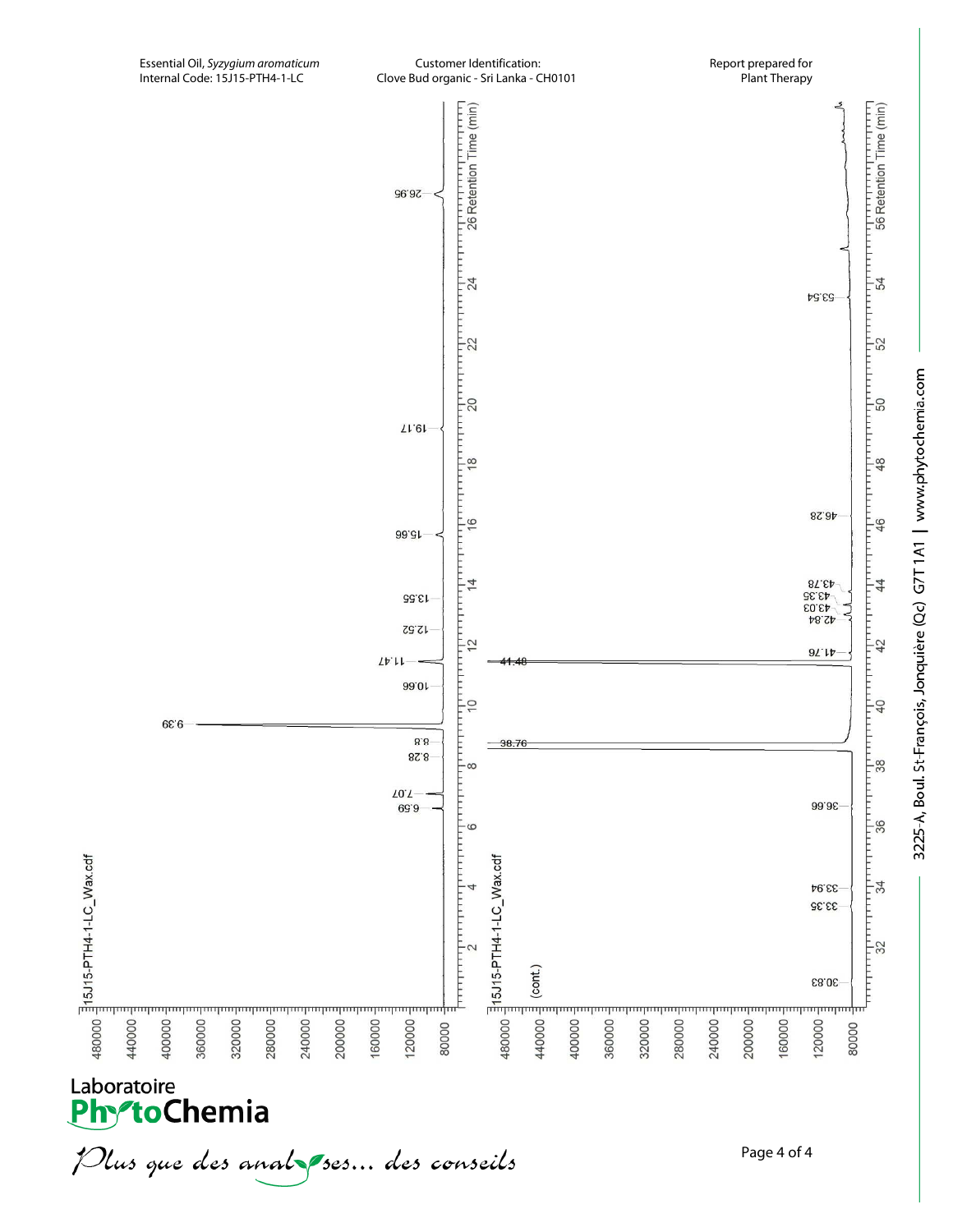Essential Oil, *Syzygium aromaticum*
Internal Code: 15J15-PTH4-1-LC

Customer Identification:
Clove Bud organic - Sri Lanka - CH0101

Report prepared for
Plant Therapy

15J15-PTH4-1-LC_Wax.cdf

Retention Time (min)

6.59
7.07
8.28
8.8
9.39
10.66
11.47
12.52
13.55
15.66
19.17
26.95

15J15-PTH4-1-LC_Wax.cdf
(cont.)

30.83
33.35
33.94
36.66
38.76
41.48
41.76
42.84
43.03
43.35
43.78
46.28
53.54

Laboratoire PhytoChemia

*Plus que des analyses... des conseils*

3225-A, Boul. St-François, Jonquière (Qc) G7T 1A1 | www.phytochemia.com